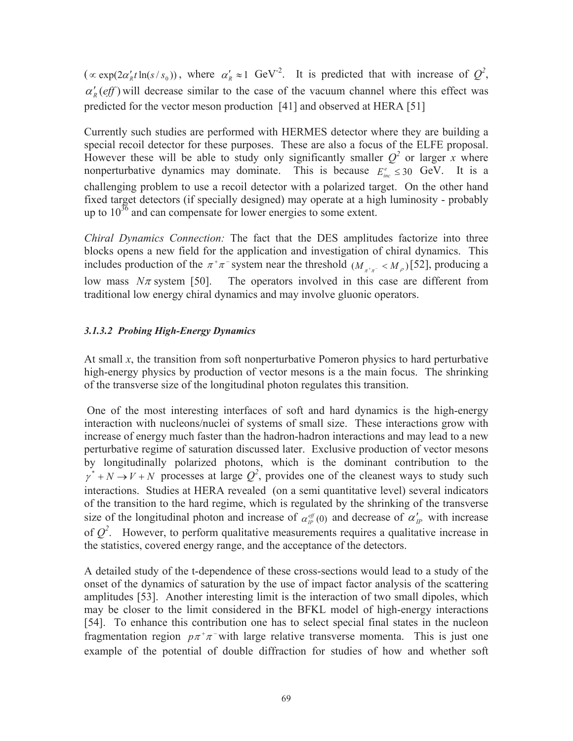($\propto \exp(2\alpha_R' t \ln(s/s_0))$, where $\alpha_R' \approx 1$ GeV$^{-2}$. It is predicted that with increase of $Q^2$, $\alpha_R'(eff)$ will decrease similar to the case of the vacuum channel where this effect was predicted for the vector meson production [41] and observed at HERA [51]

Currently such studies are performed with HERMES detector where they are building a special recoil detector for these purposes. These are also a focus of the ELFE proposal. However these will be able to study only significantly smaller $Q^2$ or larger $x$ where nonperturbative dynamics may dominate. This is because $E_{inc}^{e} \leq 30$ GeV. It is a challenging problem to use a recoil detector with a polarized target. On the other hand fixed target detectors (if specially designed) may operate at a high luminosity - probably up to $10^{36}$ and can compensate for lower energies to some extent.

*Chiral Dynamics Connection:* The fact that the DES amplitudes factorize into three blocks opens a new field for the application and investigation of chiral dynamics. This includes production of the $\pi^+\pi^-$ system near the threshold $(M_{\pi^+\pi^-} < M_\rho)$ [52], producing a low mass $N\pi$ system [50]. The operators involved in this case are different from traditional low energy chiral dynamics and may involve gluonic operators.

#### *3.1.3.2 Probing High-Energy Dynamics*

At small $x$, the transition from soft nonperturbative Pomeron physics to hard perturbative high-energy physics by production of vector mesons is a the main focus. The shrinking of the transverse size of the longitudinal photon regulates this transition.

One of the most interesting interfaces of soft and hard dynamics is the high-energy interaction with nucleons/nuclei of systems of small size. These interactions grow with increase of energy much faster than the hadron-hadron interactions and may lead to a new perturbative regime of saturation discussed later. Exclusive production of vector mesons by longitudinally polarized photons, which is the dominant contribution to the $\gamma^* + N \rightarrow V + N$ processes at large $Q^2$, provides one of the cleanest ways to study such interactions. Studies at HERA revealed (on a semi quantitative level) several indicators of the transition to the hard regime, which is regulated by the shrinking of the transverse size of the longitudinal photon and increase of $\alpha_{IP}^{eff}(0)$ and decrease of $\alpha_{IP}'$ with increase of $Q^2$. However, to perform qualitative measurements requires a qualitative increase in the statistics, covered energy range, and the acceptance of the detectors.

A detailed study of the t-dependence of these cross-sections would lead to a study of the onset of the dynamics of saturation by the use of impact factor analysis of the scattering amplitudes [53]. Another interesting limit is the interaction of two small dipoles, which may be closer to the limit considered in the BFKL model of high-energy interactions [54]. To enhance this contribution one has to select special final states in the nucleon fragmentation region $p\pi^+\pi^-$ with large relative transverse momenta. This is just one example of the potential of double diffraction for studies of how and whether soft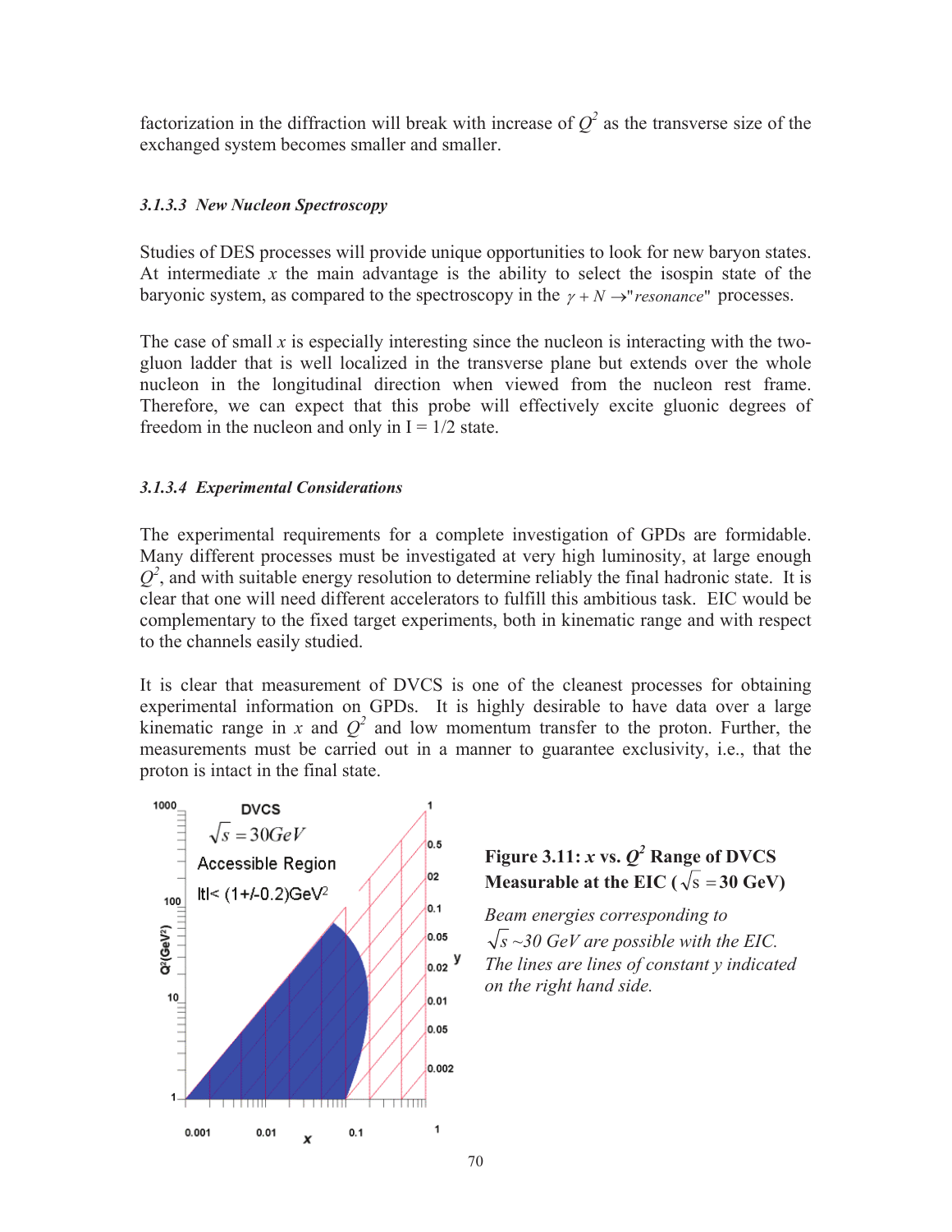factorization in the diffraction will break with increase of $Q^2$ as the transverse size of the exchanged system becomes smaller and smaller.

#### *3.1.3.3 New Nucleon Spectroscopy*

Studies of DES processes will provide unique opportunities to look for new baryon states. At intermediate $x$ the main advantage is the ability to select the isospin state of the baryonic system, as compared to the spectroscopy in the $\gamma + N \rightarrow$"*resonance*" processes.

The case of small $x$ is especially interesting since the nucleon is interacting with the two-gluon ladder that is well localized in the transverse plane but extends over the whole nucleon in the longitudinal direction when viewed from the nucleon rest frame. Therefore, we can expect that this probe will effectively excite gluonic degrees of freedom in the nucleon and only in I = 1/2 state.

#### *3.1.3.4 Experimental Considerations*

The experimental requirements for a complete investigation of GPDs are formidable. Many different processes must be investigated at very high luminosity, at large enough $Q^2$, and with suitable energy resolution to determine reliably the final hadronic state. It is clear that one will need different accelerators to fulfill this ambitious task. EIC would be complementary to the fixed target experiments, both in kinematic range and with respect to the channels easily studied.

It is clear that measurement of DVCS is one of the cleanest processes for obtaining experimental information on GPDs. It is highly desirable to have data over a large kinematic range in $x$ and $Q^2$ and low momentum transfer to the proton. Further, the measurements must be carried out in a manner to guarantee exclusivity, i.e., that the proton is intact in the final state.

**Figure 3.11: $x$ vs. $Q^2$ Range of DVCS Measurable at the EIC ($\sqrt{s} = 30$ GeV)**

*Beam energies corresponding to $\sqrt{s}$ ~30 GeV are possible with the EIC. The lines are lines of constant y indicated on the right hand side.*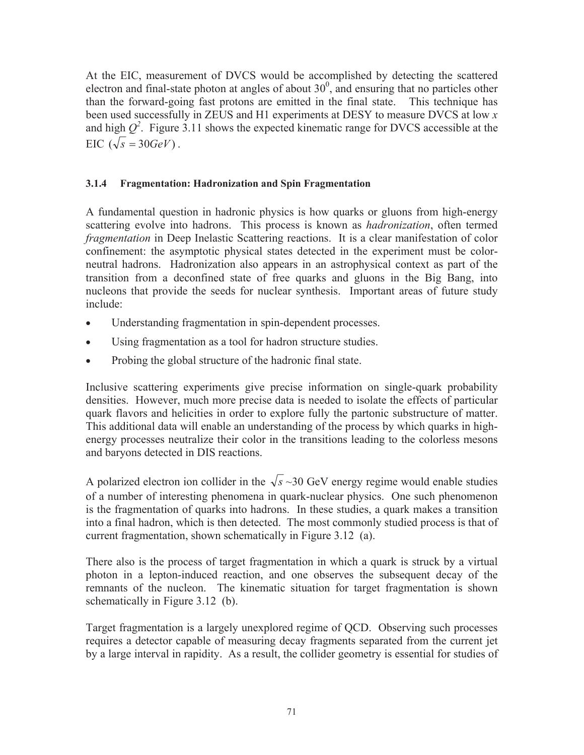At the EIC, measurement of DVCS would be accomplished by detecting the scattered electron and final-state photon at angles of about $30^0$, and ensuring that no particles other than the forward-going fast protons are emitted in the final state. This technique has been used successfully in ZEUS and H1 experiments at DESY to measure DVCS at low $x$ and high $Q^2$. Figure 3.11 shows the expected kinematic range for DVCS accessible at the EIC $(\sqrt{s} = 30GeV)$.

#### 3.1.4 Fragmentation: Hadronization and Spin Fragmentation

A fundamental question in hadronic physics is how quarks or gluons from high-energy scattering evolve into hadrons. This process is known as *hadronization*, often termed *fragmentation* in Deep Inelastic Scattering reactions. It is a clear manifestation of color confinement: the asymptotic physical states detected in the experiment must be color-neutral hadrons. Hadronization also appears in an astrophysical context as part of the transition from a deconfined state of free quarks and gluons in the Big Bang, into nucleons that provide the seeds for nuclear synthesis. Important areas of future study include:

- Understanding fragmentation in spin-dependent processes.
- Using fragmentation as a tool for hadron structure studies.
- Probing the global structure of the hadronic final state.

Inclusive scattering experiments give precise information on single-quark probability densities. However, much more precise data is needed to isolate the effects of particular quark flavors and helicities in order to explore fully the partonic substructure of matter. This additional data will enable an understanding of the process by which quarks in high-energy processes neutralize their color in the transitions leading to the colorless mesons and baryons detected in DIS reactions.

A polarized electron ion collider in the $\sqrt{s}$ ~30 GeV energy regime would enable studies of a number of interesting phenomena in quark-nuclear physics. One such phenomenon is the fragmentation of quarks into hadrons. In these studies, a quark makes a transition into a final hadron, which is then detected. The most commonly studied process is that of current fragmentation, shown schematically in Figure 3.12 (a).

There also is the process of target fragmentation in which a quark is struck by a virtual photon in a lepton-induced reaction, and one observes the subsequent decay of the remnants of the nucleon. The kinematic situation for target fragmentation is shown schematically in Figure 3.12 (b).

Target fragmentation is a largely unexplored regime of QCD. Observing such processes requires a detector capable of measuring decay fragments separated from the current jet by a large interval in rapidity. As a result, the collider geometry is essential for studies of